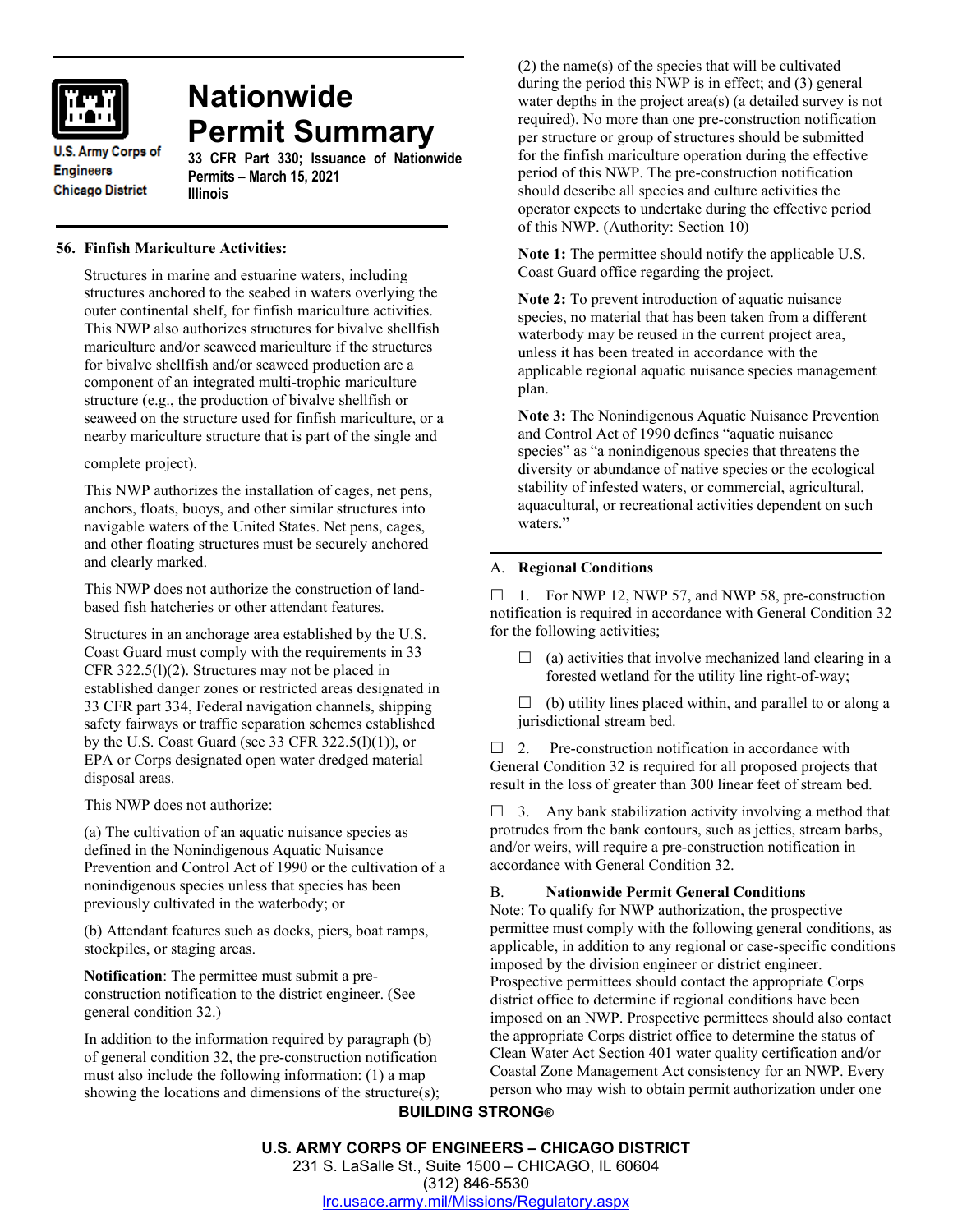U.S. Army Corps of Engineers
Chicago District

# Nationwide Permit Summary

**33 CFR Part 330; Issuance of Nationwide Permits – March 15, 2021**
**Illinois**

## 56. Finfish Mariculture Activities:

Structures in marine and estuarine waters, including structures anchored to the seabed in waters overlying the outer continental shelf, for finfish mariculture activities. This NWP also authorizes structures for bivalve shellfish mariculture and/or seaweed mariculture if the structures for bivalve shellfish and/or seaweed production are a component of an integrated multi-trophic mariculture structure (e.g., the production of bivalve shellfish or seaweed on the structure used for finfish mariculture, or a nearby mariculture structure that is part of the single and complete project).

This NWP authorizes the installation of cages, net pens, anchors, floats, buoys, and other similar structures into navigable waters of the United States. Net pens, cages, and other floating structures must be securely anchored and clearly marked.

This NWP does not authorize the construction of land-based fish hatcheries or other attendant features.

Structures in an anchorage area established by the U.S. Coast Guard must comply with the requirements in 33 CFR 322.5(l)(2). Structures may not be placed in established danger zones or restricted areas designated in 33 CFR part 334, Federal navigation channels, shipping safety fairways or traffic separation schemes established by the U.S. Coast Guard (see 33 CFR 322.5(l)(1)), or EPA or Corps designated open water dredged material disposal areas.

This NWP does not authorize:

(a) The cultivation of an aquatic nuisance species as defined in the Nonindigenous Aquatic Nuisance Prevention and Control Act of 1990 or the cultivation of a nonindigenous species unless that species has been previously cultivated in the waterbody; or

(b) Attendant features such as docks, piers, boat ramps, stockpiles, or staging areas.

**Notification**: The permittee must submit a pre-construction notification to the district engineer. (See general condition 32.)

In addition to the information required by paragraph (b) of general condition 32, the pre-construction notification must also include the following information: (1) a map showing the locations and dimensions of the structure(s); (2) the name(s) of the species that will be cultivated during the period this NWP is in effect; and (3) general water depths in the project area(s) (a detailed survey is not required). No more than one pre-construction notification per structure or group of structures should be submitted for the finfish mariculture operation during the effective period of this NWP. The pre-construction notification should describe all species and culture activities the operator expects to undertake during the effective period of this NWP. (Authority: Section 10)

**Note 1:** The permittee should notify the applicable U.S. Coast Guard office regarding the project.

**Note 2:** To prevent introduction of aquatic nuisance species, no material that has been taken from a different waterbody may be reused in the current project area, unless it has been treated in accordance with the applicable regional aquatic nuisance species management plan.

**Note 3:** The Nonindigenous Aquatic Nuisance Prevention and Control Act of 1990 defines "aquatic nuisance species" as "a nonindigenous species that threatens the diversity or abundance of native species or the ecological stability of infested waters, or commercial, agricultural, aquacultural, or recreational activities dependent on such waters."

## A. Regional Conditions

☐ 1. For NWP 12, NWP 57, and NWP 58, pre-construction notification is required in accordance with General Condition 32 for the following activities;

☐ (a) activities that involve mechanized land clearing in a forested wetland for the utility line right-of-way;

☐ (b) utility lines placed within, and parallel to or along a jurisdictional stream bed.

☐ 2. Pre-construction notification in accordance with General Condition 32 is required for all proposed projects that result in the loss of greater than 300 linear feet of stream bed.

☐ 3. Any bank stabilization activity involving a method that protrudes from the bank contours, such as jetties, stream barbs, and/or weirs, will require a pre-construction notification in accordance with General Condition 32.

## B. Nationwide Permit General Conditions

Note: To qualify for NWP authorization, the prospective permittee must comply with the following general conditions, as applicable, in addition to any regional or case-specific conditions imposed by the division engineer or district engineer. Prospective permittees should contact the appropriate Corps district office to determine if regional conditions have been imposed on an NWP. Prospective permittees should also contact the appropriate Corps district office to determine the status of Clean Water Act Section 401 water quality certification and/or Coastal Zone Management Act consistency for an NWP. Every person who may wish to obtain permit authorization under one

**BUILDING STRONG®**

**U.S. ARMY CORPS OF ENGINEERS – CHICAGO DISTRICT**
231 S. LaSalle St., Suite 1500 – CHICAGO, IL 60604
(312) 846-5530
lrc.usace.army.mil/Missions/Regulatory.aspx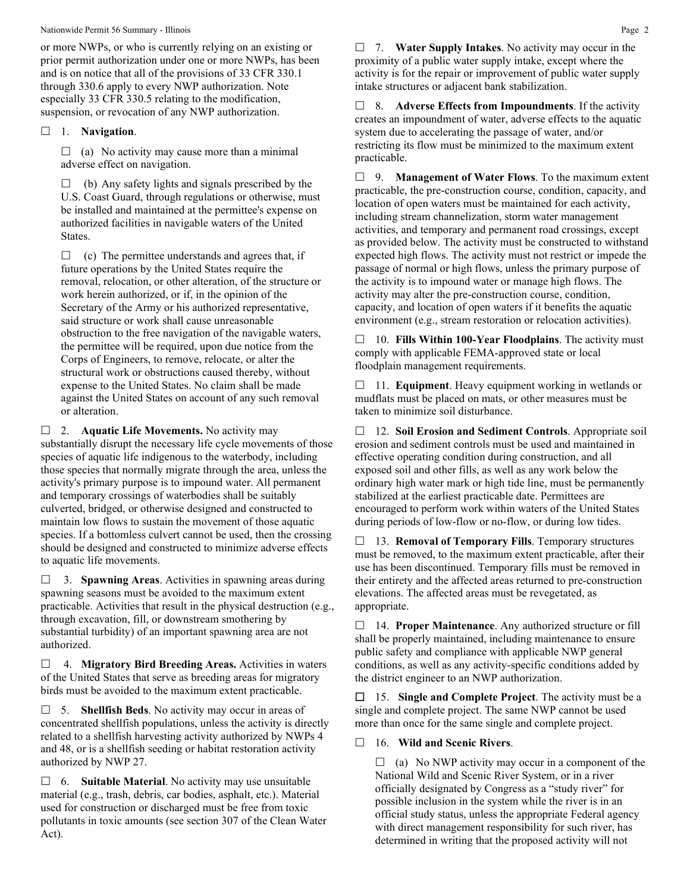or more NWPs, or who is currently relying on an existing or prior permit authorization under one or more NWPs, has been and is on notice that all of the provisions of 33 CFR 330.1 through 330.6 apply to every NWP authorization. Note especially 33 CFR 330.5 relating to the modification, suspension, or revocation of any NWP authorization.

☐ 1. **Navigation**.

☐ (a) No activity may cause more than a minimal adverse effect on navigation.

☐ (b) Any safety lights and signals prescribed by the U.S. Coast Guard, through regulations or otherwise, must be installed and maintained at the permittee's expense on authorized facilities in navigable waters of the United States.

☐ (c) The permittee understands and agrees that, if future operations by the United States require the removal, relocation, or other alteration, of the structure or work herein authorized, or if, in the opinion of the Secretary of the Army or his authorized representative, said structure or work shall cause unreasonable obstruction to the free navigation of the navigable waters, the permittee will be required, upon due notice from the Corps of Engineers, to remove, relocate, or alter the structural work or obstructions caused thereby, without expense to the United States. No claim shall be made against the United States on account of any such removal or alteration.

☐ 2. **Aquatic Life Movements.** No activity may substantially disrupt the necessary life cycle movements of those species of aquatic life indigenous to the waterbody, including those species that normally migrate through the area, unless the activity's primary purpose is to impound water. All permanent and temporary crossings of waterbodies shall be suitably culverted, bridged, or otherwise designed and constructed to maintain low flows to sustain the movement of those aquatic species. If a bottomless culvert cannot be used, then the crossing should be designed and constructed to minimize adverse effects to aquatic life movements.

☐ 3. **Spawning Areas**. Activities in spawning areas during spawning seasons must be avoided to the maximum extent practicable. Activities that result in the physical destruction (e.g., through excavation, fill, or downstream smothering by substantial turbidity) of an important spawning area are not authorized.

☐ 4. **Migratory Bird Breeding Areas.** Activities in waters of the United States that serve as breeding areas for migratory birds must be avoided to the maximum extent practicable.

☐ 5. **Shellfish Beds**. No activity may occur in areas of concentrated shellfish populations, unless the activity is directly related to a shellfish harvesting activity authorized by NWPs 4 and 48, or is a shellfish seeding or habitat restoration activity authorized by NWP 27.

☐ 6. **Suitable Material**. No activity may use unsuitable material (e.g., trash, debris, car bodies, asphalt, etc.). Material used for construction or discharged must be free from toxic pollutants in toxic amounts (see section 307 of the Clean Water Act).

☐ 7. **Water Supply Intakes**. No activity may occur in the proximity of a public water supply intake, except where the activity is for the repair or improvement of public water supply intake structures or adjacent bank stabilization.

☐ 8. **Adverse Effects from Impoundments**. If the activity creates an impoundment of water, adverse effects to the aquatic system due to accelerating the passage of water, and/or restricting its flow must be minimized to the maximum extent practicable.

☐ 9. **Management of Water Flows**. To the maximum extent practicable, the pre-construction course, condition, capacity, and location of open waters must be maintained for each activity, including stream channelization, storm water management activities, and temporary and permanent road crossings, except as provided below. The activity must be constructed to withstand expected high flows. The activity must not restrict or impede the passage of normal or high flows, unless the primary purpose of the activity is to impound water or manage high flows. The activity may alter the pre-construction course, condition, capacity, and location of open waters if it benefits the aquatic environment (e.g., stream restoration or relocation activities).

☐ 10. **Fills Within 100-Year Floodplains**. The activity must comply with applicable FEMA-approved state or local floodplain management requirements.

☐ 11. **Equipment**. Heavy equipment working in wetlands or mudflats must be placed on mats, or other measures must be taken to minimize soil disturbance.

☐ 12. **Soil Erosion and Sediment Controls**. Appropriate soil erosion and sediment controls must be used and maintained in effective operating condition during construction, and all exposed soil and other fills, as well as any work below the ordinary high water mark or high tide line, must be permanently stabilized at the earliest practicable date. Permittees are encouraged to perform work within waters of the United States during periods of low-flow or no-flow, or during low tides.

☐ 13. **Removal of Temporary Fills**. Temporary structures must be removed, to the maximum extent practicable, after their use has been discontinued. Temporary fills must be removed in their entirety and the affected areas returned to pre-construction elevations. The affected areas must be revegetated, as appropriate.

☐ 14. **Proper Maintenance**. Any authorized structure or fill shall be properly maintained, including maintenance to ensure public safety and compliance with applicable NWP general conditions, as well as any activity-specific conditions added by the district engineer to an NWP authorization.

☐ 15. **Single and Complete Project**. The activity must be a single and complete project. The same NWP cannot be used more than once for the same single and complete project.

☐ 16. **Wild and Scenic Rivers**.

☐ (a) No NWP activity may occur in a component of the National Wild and Scenic River System, or in a river officially designated by Congress as a "study river" for possible inclusion in the system while the river is in an official study status, unless the appropriate Federal agency with direct management responsibility for such river, has determined in writing that the proposed activity will not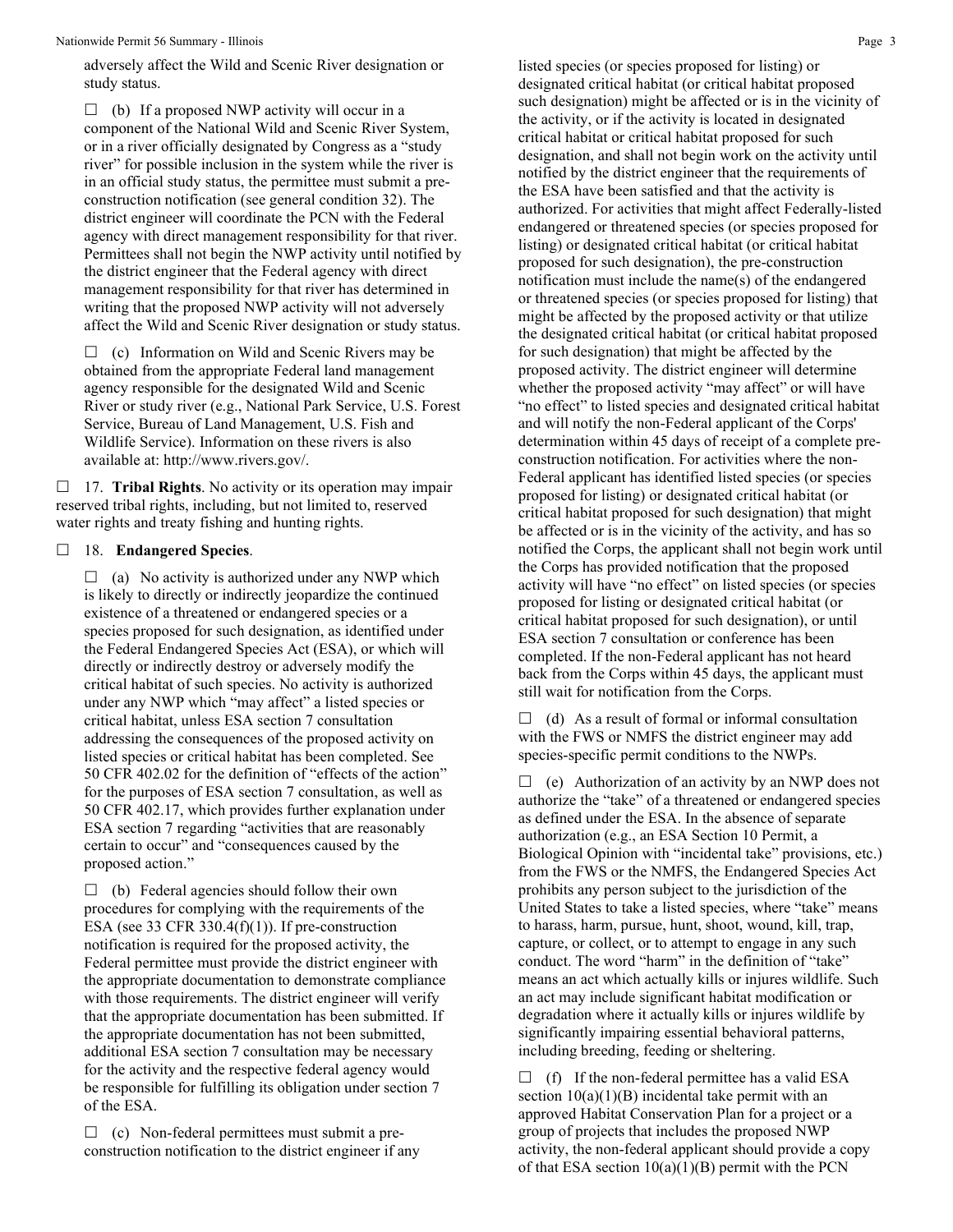adversely affect the Wild and Scenic River designation or study status.

☐ (b) If a proposed NWP activity will occur in a component of the National Wild and Scenic River System, or in a river officially designated by Congress as a "study river" for possible inclusion in the system while the river is in an official study status, the permittee must submit a pre-construction notification (see general condition 32). The district engineer will coordinate the PCN with the Federal agency with direct management responsibility for that river. Permittees shall not begin the NWP activity until notified by the district engineer that the Federal agency with direct management responsibility for that river has determined in writing that the proposed NWP activity will not adversely affect the Wild and Scenic River designation or study status.

☐ (c) Information on Wild and Scenic Rivers may be obtained from the appropriate Federal land management agency responsible for the designated Wild and Scenic River or study river (e.g., National Park Service, U.S. Forest Service, Bureau of Land Management, U.S. Fish and Wildlife Service). Information on these rivers is also available at: http://www.rivers.gov/.

☐ 17. **Tribal Rights**. No activity or its operation may impair reserved tribal rights, including, but not limited to, reserved water rights and treaty fishing and hunting rights.

☐ 18. **Endangered Species**.

☐ (a) No activity is authorized under any NWP which is likely to directly or indirectly jeopardize the continued existence of a threatened or endangered species or a species proposed for such designation, as identified under the Federal Endangered Species Act (ESA), or which will directly or indirectly destroy or adversely modify the critical habitat of such species. No activity is authorized under any NWP which "may affect" a listed species or critical habitat, unless ESA section 7 consultation addressing the consequences of the proposed activity on listed species or critical habitat has been completed. See 50 CFR 402.02 for the definition of "effects of the action" for the purposes of ESA section 7 consultation, as well as 50 CFR 402.17, which provides further explanation under ESA section 7 regarding "activities that are reasonably certain to occur" and "consequences caused by the proposed action."

☐ (b) Federal agencies should follow their own procedures for complying with the requirements of the ESA (see 33 CFR 330.4(f)(1)). If pre-construction notification is required for the proposed activity, the Federal permittee must provide the district engineer with the appropriate documentation to demonstrate compliance with those requirements. The district engineer will verify that the appropriate documentation has been submitted. If the appropriate documentation has not been submitted, additional ESA section 7 consultation may be necessary for the activity and the respective federal agency would be responsible for fulfilling its obligation under section 7 of the ESA.

☐ (c) Non-federal permittees must submit a pre-construction notification to the district engineer if any listed species (or species proposed for listing) or designated critical habitat (or critical habitat proposed such designation) might be affected or is in the vicinity of the activity, or if the activity is located in designated critical habitat or critical habitat proposed for such designation, and shall not begin work on the activity until notified by the district engineer that the requirements of the ESA have been satisfied and that the activity is authorized. For activities that might affect Federally-listed endangered or threatened species (or species proposed for listing) or designated critical habitat (or critical habitat proposed for such designation), the pre-construction notification must include the name(s) of the endangered or threatened species (or species proposed for listing) that might be affected by the proposed activity or that utilize the designated critical habitat (or critical habitat proposed for such designation) that might be affected by the proposed activity. The district engineer will determine whether the proposed activity "may affect" or will have "no effect" to listed species and designated critical habitat and will notify the non-Federal applicant of the Corps' determination within 45 days of receipt of a complete pre-construction notification. For activities where the non-Federal applicant has identified listed species (or species proposed for listing) or designated critical habitat (or critical habitat proposed for such designation) that might be affected or is in the vicinity of the activity, and has so notified the Corps, the applicant shall not begin work until the Corps has provided notification that the proposed activity will have "no effect" on listed species (or species proposed for listing or designated critical habitat (or critical habitat proposed for such designation), or until ESA section 7 consultation or conference has been completed. If the non-Federal applicant has not heard back from the Corps within 45 days, the applicant must still wait for notification from the Corps.

☐ (d) As a result of formal or informal consultation with the FWS or NMFS the district engineer may add species-specific permit conditions to the NWPs.

☐ (e) Authorization of an activity by an NWP does not authorize the "take" of a threatened or endangered species as defined under the ESA. In the absence of separate authorization (e.g., an ESA Section 10 Permit, a Biological Opinion with "incidental take" provisions, etc.) from the FWS or the NMFS, the Endangered Species Act prohibits any person subject to the jurisdiction of the United States to take a listed species, where "take" means to harass, harm, pursue, hunt, shoot, wound, kill, trap, capture, or collect, or to attempt to engage in any such conduct. The word "harm" in the definition of "take" means an act which actually kills or injures wildlife. Such an act may include significant habitat modification or degradation where it actually kills or injures wildlife by significantly impairing essential behavioral patterns, including breeding, feeding or sheltering.

☐ (f) If the non-federal permittee has a valid ESA section 10(a)(1)(B) incidental take permit with an approved Habitat Conservation Plan for a project or a group of projects that includes the proposed NWP activity, the non-federal applicant should provide a copy of that ESA section 10(a)(1)(B) permit with the PCN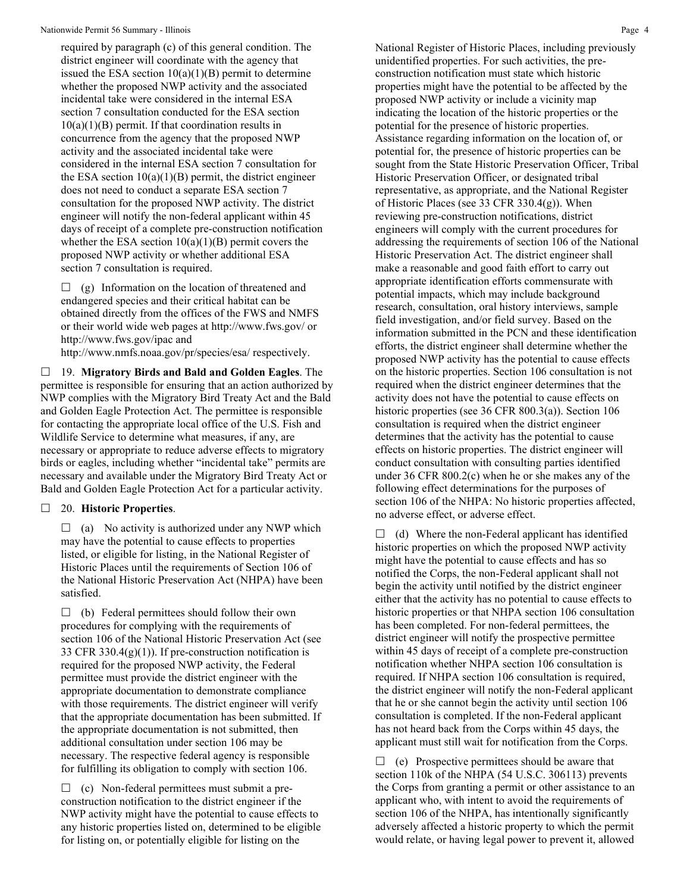required by paragraph (c) of this general condition. The district engineer will coordinate with the agency that issued the ESA section 10(a)(1)(B) permit to determine whether the proposed NWP activity and the associated incidental take were considered in the internal ESA section 7 consultation conducted for the ESA section 10(a)(1)(B) permit. If that coordination results in concurrence from the agency that the proposed NWP activity and the associated incidental take were considered in the internal ESA section 7 consultation for the ESA section 10(a)(1)(B) permit, the district engineer does not need to conduct a separate ESA section 7 consultation for the proposed NWP activity. The district engineer will notify the non-federal applicant within 45 days of receipt of a complete pre-construction notification whether the ESA section 10(a)(1)(B) permit covers the proposed NWP activity or whether additional ESA section 7 consultation is required.

☐ (g) Information on the location of threatened and endangered species and their critical habitat can be obtained directly from the offices of the FWS and NMFS or their world wide web pages at http://www.fws.gov/ or http://www.fws.gov/ipac and http://www.nmfs.noaa.gov/pr/species/esa/ respectively.

☐ 19. **Migratory Birds and Bald and Golden Eagles**. The permittee is responsible for ensuring that an action authorized by NWP complies with the Migratory Bird Treaty Act and the Bald and Golden Eagle Protection Act. The permittee is responsible for contacting the appropriate local office of the U.S. Fish and Wildlife Service to determine what measures, if any, are necessary or appropriate to reduce adverse effects to migratory birds or eagles, including whether "incidental take" permits are necessary and available under the Migratory Bird Treaty Act or Bald and Golden Eagle Protection Act for a particular activity.

☐ 20. **Historic Properties**.

☐ (a) No activity is authorized under any NWP which may have the potential to cause effects to properties listed, or eligible for listing, in the National Register of Historic Places until the requirements of Section 106 of the National Historic Preservation Act (NHPA) have been satisfied.

☐ (b) Federal permittees should follow their own procedures for complying with the requirements of section 106 of the National Historic Preservation Act (see 33 CFR 330.4(g)(1)). If pre-construction notification is required for the proposed NWP activity, the Federal permittee must provide the district engineer with the appropriate documentation to demonstrate compliance with those requirements. The district engineer will verify that the appropriate documentation has been submitted. If the appropriate documentation is not submitted, then additional consultation under section 106 may be necessary. The respective federal agency is responsible for fulfilling its obligation to comply with section 106.

☐ (c) Non-federal permittees must submit a pre-construction notification to the district engineer if the NWP activity might have the potential to cause effects to any historic properties listed on, determined to be eligible for listing on, or potentially eligible for listing on the National Register of Historic Places, including previously unidentified properties. For such activities, the pre-construction notification must state which historic properties might have the potential to be affected by the proposed NWP activity or include a vicinity map indicating the location of the historic properties or the potential for the presence of historic properties. Assistance regarding information on the location of, or potential for, the presence of historic properties can be sought from the State Historic Preservation Officer, Tribal Historic Preservation Officer, or designated tribal representative, as appropriate, and the National Register of Historic Places (see 33 CFR 330.4(g)). When reviewing pre-construction notifications, district engineers will comply with the current procedures for addressing the requirements of section 106 of the National Historic Preservation Act. The district engineer shall make a reasonable and good faith effort to carry out appropriate identification efforts commensurate with potential impacts, which may include background research, consultation, oral history interviews, sample field investigation, and/or field survey. Based on the information submitted in the PCN and these identification efforts, the district engineer shall determine whether the proposed NWP activity has the potential to cause effects on the historic properties. Section 106 consultation is not required when the district engineer determines that the activity does not have the potential to cause effects on historic properties (see 36 CFR 800.3(a)). Section 106 consultation is required when the district engineer determines that the activity has the potential to cause effects on historic properties. The district engineer will conduct consultation with consulting parties identified under 36 CFR 800.2(c) when he or she makes any of the following effect determinations for the purposes of section 106 of the NHPA: No historic properties affected, no adverse effect, or adverse effect.

☐ (d) Where the non-Federal applicant has identified historic properties on which the proposed NWP activity might have the potential to cause effects and has so notified the Corps, the non-Federal applicant shall not begin the activity until notified by the district engineer either that the activity has no potential to cause effects to historic properties or that NHPA section 106 consultation has been completed. For non-federal permittees, the district engineer will notify the prospective permittee within 45 days of receipt of a complete pre-construction notification whether NHPA section 106 consultation is required. If NHPA section 106 consultation is required, the district engineer will notify the non-Federal applicant that he or she cannot begin the activity until section 106 consultation is completed. If the non-Federal applicant has not heard back from the Corps within 45 days, the applicant must still wait for notification from the Corps.

☐ (e) Prospective permittees should be aware that section 110k of the NHPA (54 U.S.C. 306113) prevents the Corps from granting a permit or other assistance to an applicant who, with intent to avoid the requirements of section 106 of the NHPA, has intentionally significantly adversely affected a historic property to which the permit would relate, or having legal power to prevent it, allowed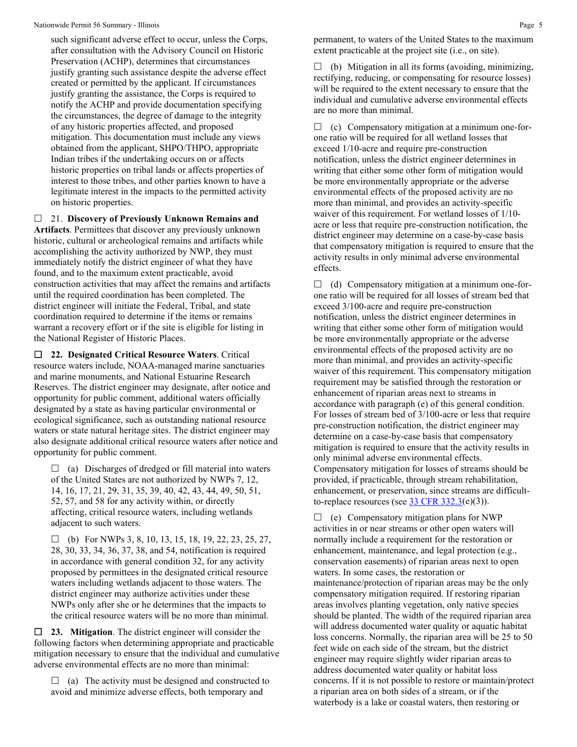such significant adverse effect to occur, unless the Corps, after consultation with the Advisory Council on Historic Preservation (ACHP), determines that circumstances justify granting such assistance despite the adverse effect created or permitted by the applicant. If circumstances justify granting the assistance, the Corps is required to notify the ACHP and provide documentation specifying the circumstances, the degree of damage to the integrity of any historic properties affected, and proposed mitigation. This documentation must include any views obtained from the applicant, SHPO/THPO, appropriate Indian tribes if the undertaking occurs on or affects historic properties on tribal lands or affects properties of interest to those tribes, and other parties known to have a legitimate interest in the impacts to the permitted activity on historic properties.

☐ 21. **Discovery of Previously Unknown Remains and Artifacts**. Permittees that discover any previously unknown historic, cultural or archeological remains and artifacts while accomplishing the activity authorized by NWP, they must immediately notify the district engineer of what they have found, and to the maximum extent practicable, avoid construction activities that may affect the remains and artifacts until the required coordination has been completed. The district engineer will initiate the Federal, Tribal, and state coordination required to determine if the items or remains warrant a recovery effort or if the site is eligible for listing in the National Register of Historic Places.

☐ **22. Designated Critical Resource Waters**. Critical resource waters include, NOAA-managed marine sanctuaries and marine monuments, and National Estuarine Research Reserves. The district engineer may designate, after notice and opportunity for public comment, additional waters officially designated by a state as having particular environmental or ecological significance, such as outstanding national resource waters or state natural heritage sites. The district engineer may also designate additional critical resource waters after notice and opportunity for public comment.

☐ (a) Discharges of dredged or fill material into waters of the United States are not authorized by NWPs 7, 12, 14, 16, 17, 21, 29, 31, 35, 39, 40, 42, 43, 44, 49, 50, 51, 52, 57, and 58 for any activity within, or directly affecting, critical resource waters, including wetlands adjacent to such waters.

☐ (b) For NWPs 3, 8, 10, 13, 15, 18, 19, 22, 23, 25, 27, 28, 30, 33, 34, 36, 37, 38, and 54, notification is required in accordance with general condition 32, for any activity proposed by permittees in the designated critical resource waters including wetlands adjacent to those waters. The district engineer may authorize activities under these NWPs only after she or he determines that the impacts to the critical resource waters will be no more than minimal.

☐ **23. Mitigation**. The district engineer will consider the following factors when determining appropriate and practicable mitigation necessary to ensure that the individual and cumulative adverse environmental effects are no more than minimal:

☐ (a) The activity must be designed and constructed to avoid and minimize adverse effects, both temporary and permanent, to waters of the United States to the maximum extent practicable at the project site (i.e., on site).

☐ (b) Mitigation in all its forms (avoiding, minimizing, rectifying, reducing, or compensating for resource losses) will be required to the extent necessary to ensure that the individual and cumulative adverse environmental effects are no more than minimal.

☐ (c) Compensatory mitigation at a minimum one-for-one ratio will be required for all wetland losses that exceed 1/10-acre and require pre-construction notification, unless the district engineer determines in writing that either some other form of mitigation would be more environmentally appropriate or the adverse environmental effects of the proposed activity are no more than minimal, and provides an activity-specific waiver of this requirement. For wetland losses of 1/10-acre or less that require pre-construction notification, the district engineer may determine on a case-by-case basis that compensatory mitigation is required to ensure that the activity results in only minimal adverse environmental effects.

☐ (d) Compensatory mitigation at a minimum one-for-one ratio will be required for all losses of stream bed that exceed 3/100-acre and require pre-construction notification, unless the district engineer determines in writing that either some other form of mitigation would be more environmentally appropriate or the adverse environmental effects of the proposed activity are no more than minimal, and provides an activity-specific waiver of this requirement. This compensatory mitigation requirement may be satisfied through the restoration or enhancement of riparian areas next to streams in accordance with paragraph (e) of this general condition. For losses of stream bed of 3/100-acre or less that require pre-construction notification, the district engineer may determine on a case-by-case basis that compensatory mitigation is required to ensure that the activity results in only minimal adverse environmental effects. Compensatory mitigation for losses of streams should be provided, if practicable, through stream rehabilitation, enhancement, or preservation, since streams are difficult-to-replace resources (see [33 CFR 332.3](e)(3)).

☐ (e) Compensatory mitigation plans for NWP activities in or near streams or other open waters will normally include a requirement for the restoration or enhancement, maintenance, and legal protection (e.g., conservation easements) of riparian areas next to open waters. In some cases, the restoration or maintenance/protection of riparian areas may be the only compensatory mitigation required. If restoring riparian areas involves planting vegetation, only native species should be planted. The width of the required riparian area will address documented water quality or aquatic habitat loss concerns. Normally, the riparian area will be 25 to 50 feet wide on each side of the stream, but the district engineer may require slightly wider riparian areas to address documented water quality or habitat loss concerns. If it is not possible to restore or maintain/protect a riparian area on both sides of a stream, or if the waterbody is a lake or coastal waters, then restoring or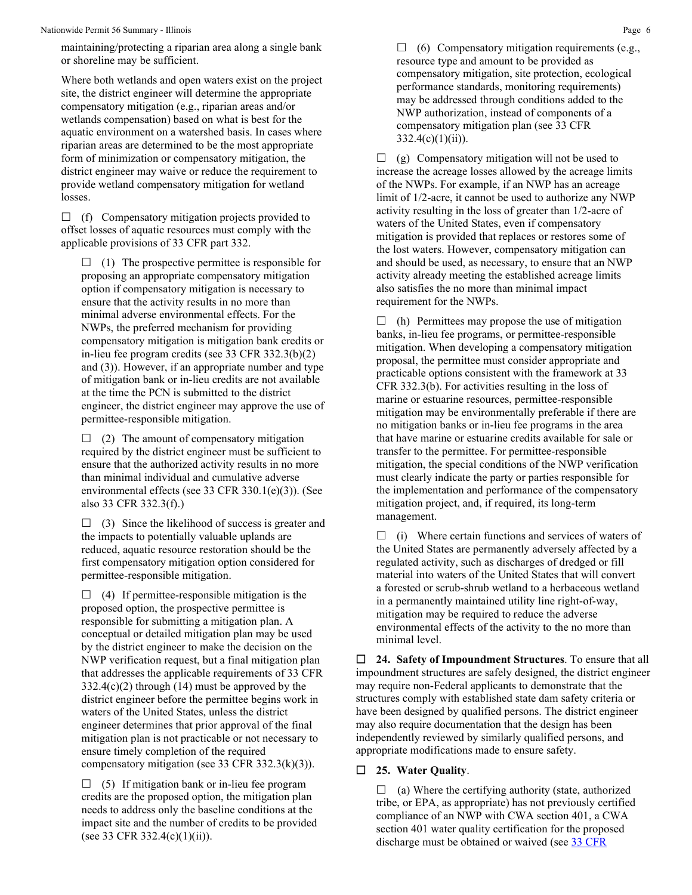maintaining/protecting a riparian area along a single bank or shoreline may be sufficient.

Where both wetlands and open waters exist on the project site, the district engineer will determine the appropriate compensatory mitigation (e.g., riparian areas and/or wetlands compensation) based on what is best for the aquatic environment on a watershed basis. In cases where riparian areas are determined to be the most appropriate form of minimization or compensatory mitigation, the district engineer may waive or reduce the requirement to provide wetland compensatory mitigation for wetland losses.

☐ (f) Compensatory mitigation projects provided to offset losses of aquatic resources must comply with the applicable provisions of 33 CFR part 332.

☐ (1) The prospective permittee is responsible for proposing an appropriate compensatory mitigation option if compensatory mitigation is necessary to ensure that the activity results in no more than minimal adverse environmental effects. For the NWPs, the preferred mechanism for providing compensatory mitigation is mitigation bank credits or in-lieu fee program credits (see 33 CFR 332.3(b)(2) and (3)). However, if an appropriate number and type of mitigation bank or in-lieu credits are not available at the time the PCN is submitted to the district engineer, the district engineer may approve the use of permittee-responsible mitigation.

☐ (2) The amount of compensatory mitigation required by the district engineer must be sufficient to ensure that the authorized activity results in no more than minimal individual and cumulative adverse environmental effects (see 33 CFR 330.1(e)(3)). (See also 33 CFR 332.3(f).)

☐ (3) Since the likelihood of success is greater and the impacts to potentially valuable uplands are reduced, aquatic resource restoration should be the first compensatory mitigation option considered for permittee-responsible mitigation.

☐ (4) If permittee-responsible mitigation is the proposed option, the prospective permittee is responsible for submitting a mitigation plan. A conceptual or detailed mitigation plan may be used by the district engineer to make the decision on the NWP verification request, but a final mitigation plan that addresses the applicable requirements of 33 CFR 332.4(c)(2) through (14) must be approved by the district engineer before the permittee begins work in waters of the United States, unless the district engineer determines that prior approval of the final mitigation plan is not practicable or not necessary to ensure timely completion of the required compensatory mitigation (see 33 CFR 332.3(k)(3)).

☐ (5) If mitigation bank or in-lieu fee program credits are the proposed option, the mitigation plan needs to address only the baseline conditions at the impact site and the number of credits to be provided (see 33 CFR 332.4(c)(1)(ii)).

☐ (6) Compensatory mitigation requirements (e.g., resource type and amount to be provided as compensatory mitigation, site protection, ecological performance standards, monitoring requirements) may be addressed through conditions added to the NWP authorization, instead of components of a compensatory mitigation plan (see 33 CFR 332.4(c)(1)(ii)).

☐ (g) Compensatory mitigation will not be used to increase the acreage losses allowed by the acreage limits of the NWPs. For example, if an NWP has an acreage limit of 1/2-acre, it cannot be used to authorize any NWP activity resulting in the loss of greater than 1/2-acre of waters of the United States, even if compensatory mitigation is provided that replaces or restores some of the lost waters. However, compensatory mitigation can and should be used, as necessary, to ensure that an NWP activity already meeting the established acreage limits also satisfies the no more than minimal impact requirement for the NWPs.

☐ (h) Permittees may propose the use of mitigation banks, in-lieu fee programs, or permittee-responsible mitigation. When developing a compensatory mitigation proposal, the permittee must consider appropriate and practicable options consistent with the framework at 33 CFR 332.3(b). For activities resulting in the loss of marine or estuarine resources, permittee-responsible mitigation may be environmentally preferable if there are no mitigation banks or in-lieu fee programs in the area that have marine or estuarine credits available for sale or transfer to the permittee. For permittee-responsible mitigation, the special conditions of the NWP verification must clearly indicate the party or parties responsible for the implementation and performance of the compensatory mitigation project, and, if required, its long-term management.

☐ (i) Where certain functions and services of waters of the United States are permanently adversely affected by a regulated activity, such as discharges of dredged or fill material into waters of the United States that will convert a forested or scrub-shrub wetland to a herbaceous wetland in a permanently maintained utility line right-of-way, mitigation may be required to reduce the adverse environmental effects of the activity to the no more than minimal level.

☐ **24. Safety of Impoundment Structures**. To ensure that all impoundment structures are safely designed, the district engineer may require non-Federal applicants to demonstrate that the structures comply with established state dam safety criteria or have been designed by qualified persons. The district engineer may also require documentation that the design has been independently reviewed by similarly qualified persons, and appropriate modifications made to ensure safety.

☐ **25. Water Quality**.

☐ (a) Where the certifying authority (state, authorized tribe, or EPA, as appropriate) has not previously certified compliance of an NWP with CWA section 401, a CWA section 401 water quality certification for the proposed discharge must be obtained or waived (see 33 CFR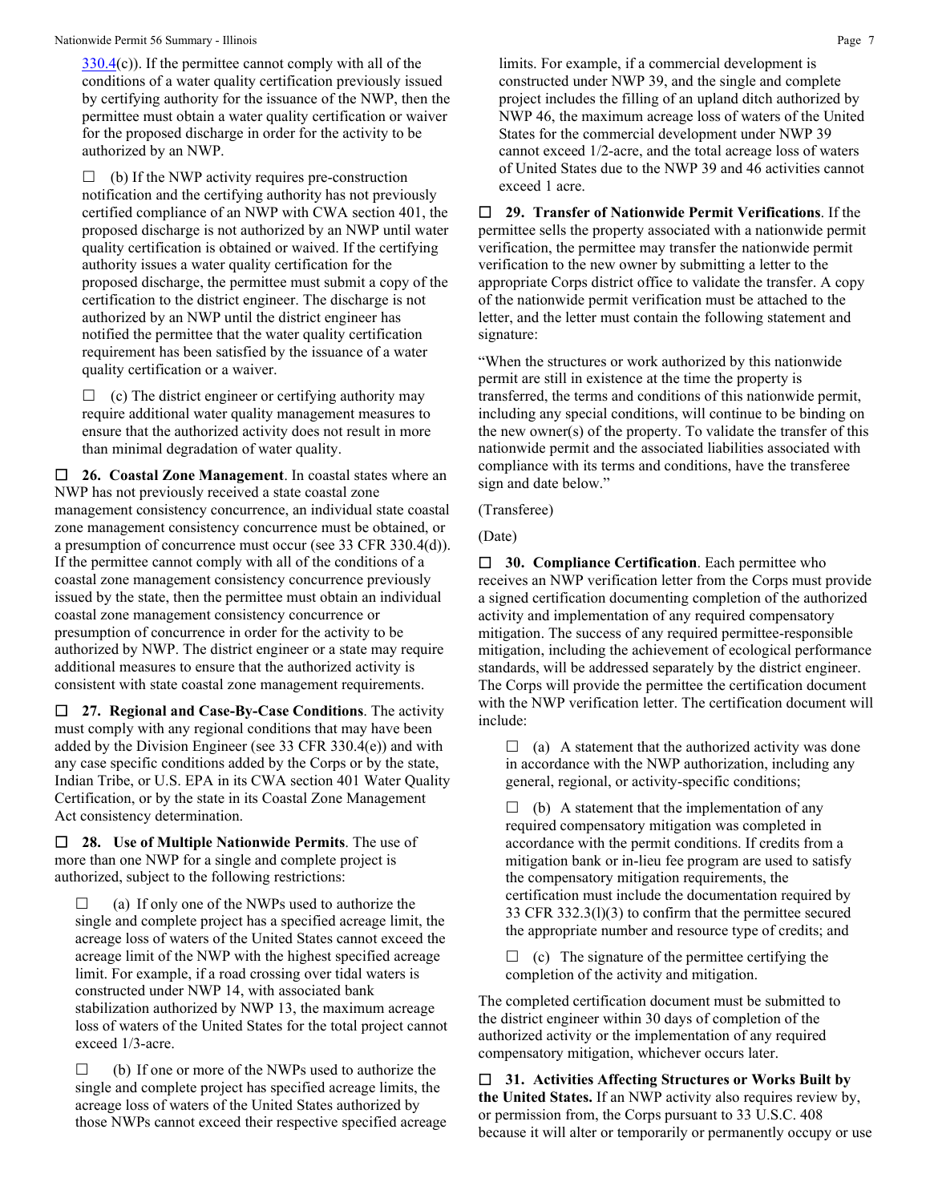[330.4](c)). If the permittee cannot comply with all of the conditions of a water quality certification previously issued by certifying authority for the issuance of the NWP, then the permittee must obtain a water quality certification or waiver for the proposed discharge in order for the activity to be authorized by an NWP.

☐ (b) If the NWP activity requires pre-construction notification and the certifying authority has not previously certified compliance of an NWP with CWA section 401, the proposed discharge is not authorized by an NWP until water quality certification is obtained or waived. If the certifying authority issues a water quality certification for the proposed discharge, the permittee must submit a copy of the certification to the district engineer. The discharge is not authorized by an NWP until the district engineer has notified the permittee that the water quality certification requirement has been satisfied by the issuance of a water quality certification or a waiver.

☐ (c) The district engineer or certifying authority may require additional water quality management measures to ensure that the authorized activity does not result in more than minimal degradation of water quality.

☐ **26. Coastal Zone Management**. In coastal states where an NWP has not previously received a state coastal zone management consistency concurrence, an individual state coastal zone management consistency concurrence must be obtained, or a presumption of concurrence must occur (see 33 CFR 330.4(d)). If the permittee cannot comply with all of the conditions of a coastal zone management consistency concurrence previously issued by the state, then the permittee must obtain an individual coastal zone management consistency concurrence or presumption of concurrence in order for the activity to be authorized by NWP. The district engineer or a state may require additional measures to ensure that the authorized activity is consistent with state coastal zone management requirements.

☐ **27. Regional and Case-By-Case Conditions**. The activity must comply with any regional conditions that may have been added by the Division Engineer (see 33 CFR 330.4(e)) and with any case specific conditions added by the Corps or by the state, Indian Tribe, or U.S. EPA in its CWA section 401 Water Quality Certification, or by the state in its Coastal Zone Management Act consistency determination.

☐ **28. Use of Multiple Nationwide Permits**. The use of more than one NWP for a single and complete project is authorized, subject to the following restrictions:

☐ (a) If only one of the NWPs used to authorize the single and complete project has a specified acreage limit, the acreage loss of waters of the United States cannot exceed the acreage limit of the NWP with the highest specified acreage limit. For example, if a road crossing over tidal waters is constructed under NWP 14, with associated bank stabilization authorized by NWP 13, the maximum acreage loss of waters of the United States for the total project cannot exceed 1/3-acre.

☐ (b) If one or more of the NWPs used to authorize the single and complete project has specified acreage limits, the acreage loss of waters of the United States authorized by those NWPs cannot exceed their respective specified acreage limits. For example, if a commercial development is constructed under NWP 39, and the single and complete project includes the filling of an upland ditch authorized by NWP 46, the maximum acreage loss of waters of the United States for the commercial development under NWP 39 cannot exceed 1/2-acre, and the total acreage loss of waters of United States due to the NWP 39 and 46 activities cannot exceed 1 acre.

☐ **29. Transfer of Nationwide Permit Verifications**. If the permittee sells the property associated with a nationwide permit verification, the permittee may transfer the nationwide permit verification to the new owner by submitting a letter to the appropriate Corps district office to validate the transfer. A copy of the nationwide permit verification must be attached to the letter, and the letter must contain the following statement and signature:

"When the structures or work authorized by this nationwide permit are still in existence at the time the property is transferred, the terms and conditions of this nationwide permit, including any special conditions, will continue to be binding on the new owner(s) of the property. To validate the transfer of this nationwide permit and the associated liabilities associated with compliance with its terms and conditions, have the transferee sign and date below."

(Transferee)

(Date)

☐ **30. Compliance Certification**. Each permittee who receives an NWP verification letter from the Corps must provide a signed certification documenting completion of the authorized activity and implementation of any required compensatory mitigation. The success of any required permittee-responsible mitigation, including the achievement of ecological performance standards, will be addressed separately by the district engineer. The Corps will provide the permittee the certification document with the NWP verification letter. The certification document will include:

☐ (a) A statement that the authorized activity was done in accordance with the NWP authorization, including any general, regional, or activity-specific conditions;

☐ (b) A statement that the implementation of any required compensatory mitigation was completed in accordance with the permit conditions. If credits from a mitigation bank or in-lieu fee program are used to satisfy the compensatory mitigation requirements, the certification must include the documentation required by 33 CFR 332.3(l)(3) to confirm that the permittee secured the appropriate number and resource type of credits; and

☐ (c) The signature of the permittee certifying the completion of the activity and mitigation.

The completed certification document must be submitted to the district engineer within 30 days of completion of the authorized activity or the implementation of any required compensatory mitigation, whichever occurs later.

☐ **31. Activities Affecting Structures or Works Built by the United States.** If an NWP activity also requires review by, or permission from, the Corps pursuant to 33 U.S.C. 408 because it will alter or temporarily or permanently occupy or use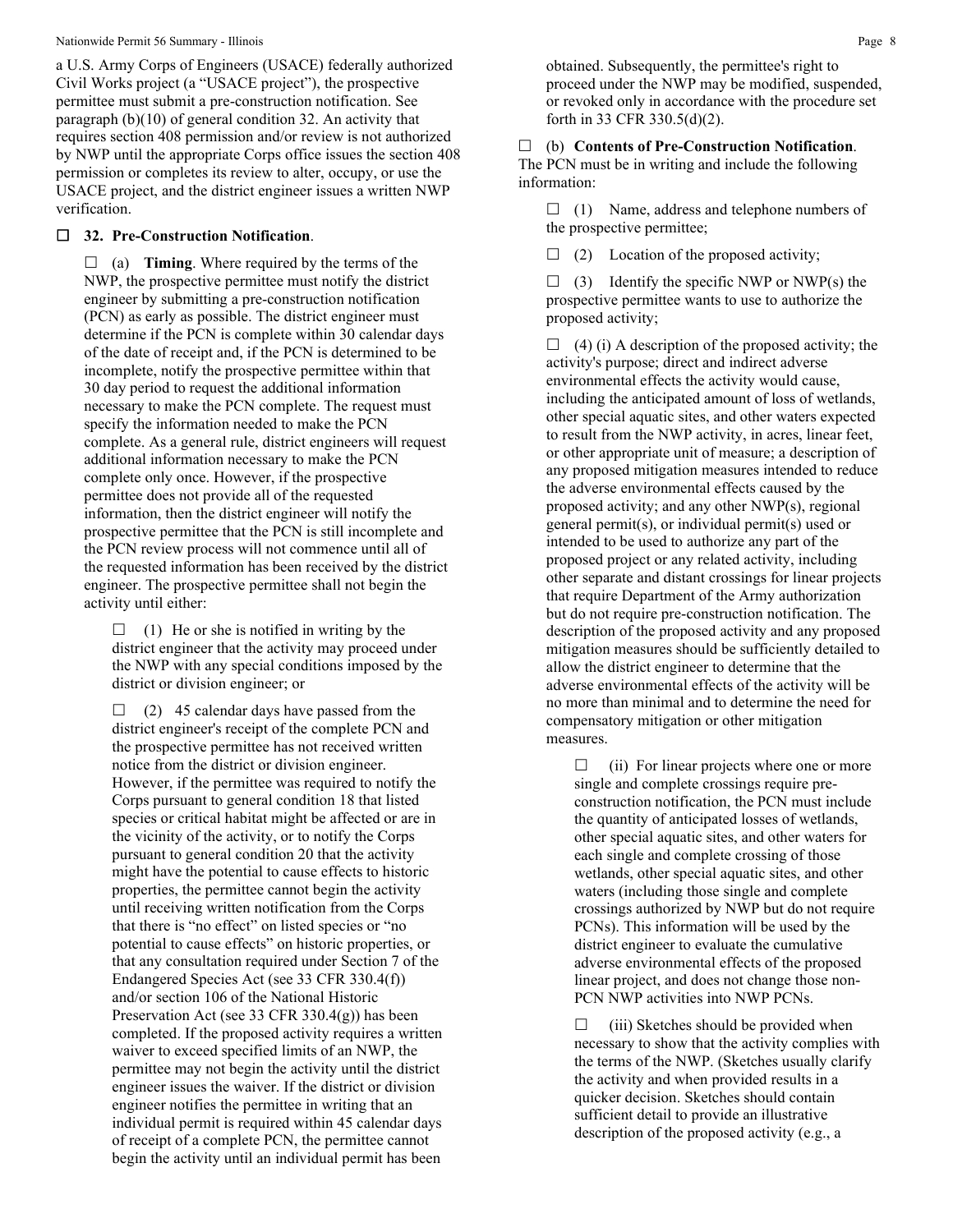a U.S. Army Corps of Engineers (USACE) federally authorized Civil Works project (a "USACE project"), the prospective permittee must submit a pre-construction notification. See paragraph (b)(10) of general condition 32. An activity that requires section 408 permission and/or review is not authorized by NWP until the appropriate Corps office issues the section 408 permission or completes its review to alter, occupy, or use the USACE project, and the district engineer issues a written NWP verification.

☐ **32. Pre-Construction Notification**.

☐ (a) **Timing**. Where required by the terms of the NWP, the prospective permittee must notify the district engineer by submitting a pre-construction notification (PCN) as early as possible. The district engineer must determine if the PCN is complete within 30 calendar days of the date of receipt and, if the PCN is determined to be incomplete, notify the prospective permittee within that 30 day period to request the additional information necessary to make the PCN complete. The request must specify the information needed to make the PCN complete. As a general rule, district engineers will request additional information necessary to make the PCN complete only once. However, if the prospective permittee does not provide all of the requested information, then the district engineer will notify the prospective permittee that the PCN is still incomplete and the PCN review process will not commence until all of the requested information has been received by the district engineer. The prospective permittee shall not begin the activity until either:

☐ (1) He or she is notified in writing by the district engineer that the activity may proceed under the NWP with any special conditions imposed by the district or division engineer; or

☐ (2) 45 calendar days have passed from the district engineer's receipt of the complete PCN and the prospective permittee has not received written notice from the district or division engineer. However, if the permittee was required to notify the Corps pursuant to general condition 18 that listed species or critical habitat might be affected or are in the vicinity of the activity, or to notify the Corps pursuant to general condition 20 that the activity might have the potential to cause effects to historic properties, the permittee cannot begin the activity until receiving written notification from the Corps that there is "no effect" on listed species or "no potential to cause effects" on historic properties, or that any consultation required under Section 7 of the Endangered Species Act (see 33 CFR 330.4(f)) and/or section 106 of the National Historic Preservation Act (see 33 CFR 330.4(g)) has been completed. If the proposed activity requires a written waiver to exceed specified limits of an NWP, the permittee may not begin the activity until the district engineer issues the waiver. If the district or division engineer notifies the permittee in writing that an individual permit is required within 45 calendar days of receipt of a complete PCN, the permittee cannot begin the activity until an individual permit has been obtained. Subsequently, the permittee's right to proceed under the NWP may be modified, suspended, or revoked only in accordance with the procedure set forth in 33 CFR 330.5(d)(2).

☐ (b) **Contents of Pre-Construction Notification**. The PCN must be in writing and include the following information:

☐ (1) Name, address and telephone numbers of the prospective permittee;

☐ (2) Location of the proposed activity;

☐ (3) Identify the specific NWP or NWP(s) the prospective permittee wants to use to authorize the proposed activity;

☐ (4) (i) A description of the proposed activity; the activity's purpose; direct and indirect adverse environmental effects the activity would cause, including the anticipated amount of loss of wetlands, other special aquatic sites, and other waters expected to result from the NWP activity, in acres, linear feet, or other appropriate unit of measure; a description of any proposed mitigation measures intended to reduce the adverse environmental effects caused by the proposed activity; and any other NWP(s), regional general permit(s), or individual permit(s) used or intended to be used to authorize any part of the proposed project or any related activity, including other separate and distant crossings for linear projects that require Department of the Army authorization but do not require pre-construction notification. The description of the proposed activity and any proposed mitigation measures should be sufficiently detailed to allow the district engineer to determine that the adverse environmental effects of the activity will be no more than minimal and to determine the need for compensatory mitigation or other mitigation measures.

☐ (ii) For linear projects where one or more single and complete crossings require pre-construction notification, the PCN must include the quantity of anticipated losses of wetlands, other special aquatic sites, and other waters for each single and complete crossing of those wetlands, other special aquatic sites, and other waters (including those single and complete crossings authorized by NWP but do not require PCNs). This information will be used by the district engineer to evaluate the cumulative adverse environmental effects of the proposed linear project, and does not change those non-PCN NWP activities into NWP PCNs.

☐ (iii) Sketches should be provided when necessary to show that the activity complies with the terms of the NWP. (Sketches usually clarify the activity and when provided results in a quicker decision. Sketches should contain sufficient detail to provide an illustrative description of the proposed activity (e.g., a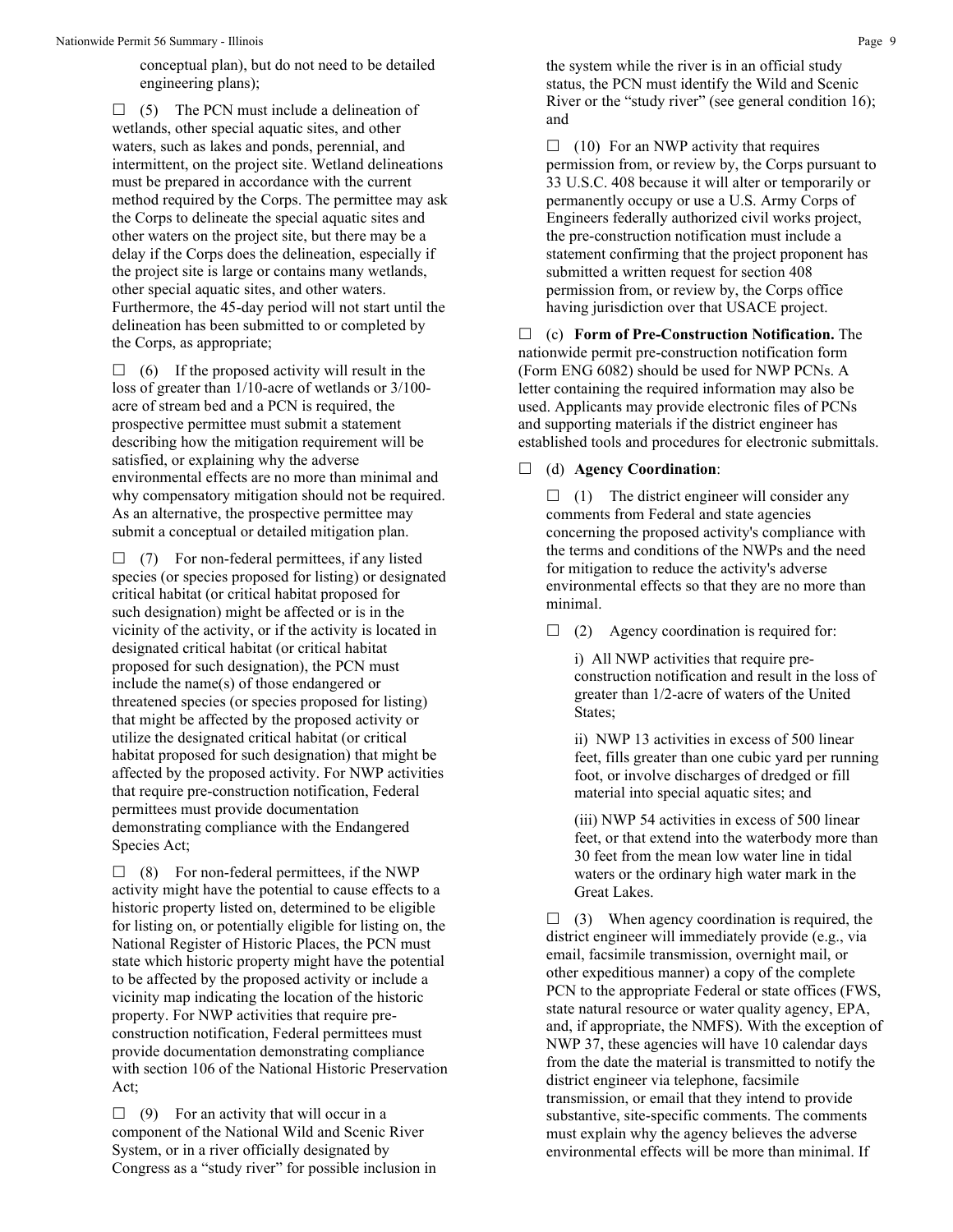conceptual plan), but do not need to be detailed engineering plans);

☐ (5) The PCN must include a delineation of wetlands, other special aquatic sites, and other waters, such as lakes and ponds, perennial, and intermittent, on the project site. Wetland delineations must be prepared in accordance with the current method required by the Corps. The permittee may ask the Corps to delineate the special aquatic sites and other waters on the project site, but there may be a delay if the Corps does the delineation, especially if the project site is large or contains many wetlands, other special aquatic sites, and other waters. Furthermore, the 45-day period will not start until the delineation has been submitted to or completed by the Corps, as appropriate;

☐ (6) If the proposed activity will result in the loss of greater than 1/10-acre of wetlands or 3/100-acre of stream bed and a PCN is required, the prospective permittee must submit a statement describing how the mitigation requirement will be satisfied, or explaining why the adverse environmental effects are no more than minimal and why compensatory mitigation should not be required. As an alternative, the prospective permittee may submit a conceptual or detailed mitigation plan.

☐ (7) For non-federal permittees, if any listed species (or species proposed for listing) or designated critical habitat (or critical habitat proposed for such designation) might be affected or is in the vicinity of the activity, or if the activity is located in designated critical habitat (or critical habitat proposed for such designation), the PCN must include the name(s) of those endangered or threatened species (or species proposed for listing) that might be affected by the proposed activity or utilize the designated critical habitat (or critical habitat proposed for such designation) that might be affected by the proposed activity. For NWP activities that require pre-construction notification, Federal permittees must provide documentation demonstrating compliance with the Endangered Species Act;

☐ (8) For non-federal permittees, if the NWP activity might have the potential to cause effects to a historic property listed on, determined to be eligible for listing on, or potentially eligible for listing on, the National Register of Historic Places, the PCN must state which historic property might have the potential to be affected by the proposed activity or include a vicinity map indicating the location of the historic property. For NWP activities that require pre-construction notification, Federal permittees must provide documentation demonstrating compliance with section 106 of the National Historic Preservation Act;

☐ (9) For an activity that will occur in a component of the National Wild and Scenic River System, or in a river officially designated by Congress as a "study river" for possible inclusion in the system while the river is in an official study status, the PCN must identify the Wild and Scenic River or the "study river" (see general condition 16); and

☐ (10) For an NWP activity that requires permission from, or review by, the Corps pursuant to 33 U.S.C. 408 because it will alter or temporarily or permanently occupy or use a U.S. Army Corps of Engineers federally authorized civil works project, the pre-construction notification must include a statement confirming that the project proponent has submitted a written request for section 408 permission from, or review by, the Corps office having jurisdiction over that USACE project.

☐ (c) **Form of Pre-Construction Notification.** The nationwide permit pre-construction notification form (Form ENG 6082) should be used for NWP PCNs. A letter containing the required information may also be used. Applicants may provide electronic files of PCNs and supporting materials if the district engineer has established tools and procedures for electronic submittals.

☐ (d) **Agency Coordination**:

☐ (1) The district engineer will consider any comments from Federal and state agencies concerning the proposed activity's compliance with the terms and conditions of the NWPs and the need for mitigation to reduce the activity's adverse environmental effects so that they are no more than minimal.

☐ (2) Agency coordination is required for:

i) All NWP activities that require pre-construction notification and result in the loss of greater than 1/2-acre of waters of the United States;

ii) NWP 13 activities in excess of 500 linear feet, fills greater than one cubic yard per running foot, or involve discharges of dredged or fill material into special aquatic sites; and

(iii) NWP 54 activities in excess of 500 linear feet, or that extend into the waterbody more than 30 feet from the mean low water line in tidal waters or the ordinary high water mark in the Great Lakes.

☐ (3) When agency coordination is required, the district engineer will immediately provide (e.g., via email, facsimile transmission, overnight mail, or other expeditious manner) a copy of the complete PCN to the appropriate Federal or state offices (FWS, state natural resource or water quality agency, EPA, and, if appropriate, the NMFS). With the exception of NWP 37, these agencies will have 10 calendar days from the date the material is transmitted to notify the district engineer via telephone, facsimile transmission, or email that they intend to provide substantive, site-specific comments. The comments must explain why the agency believes the adverse environmental effects will be more than minimal. If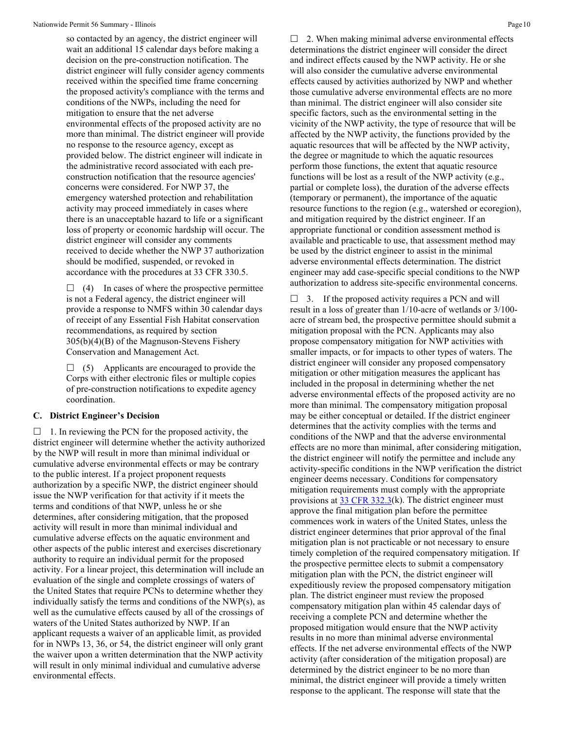so contacted by an agency, the district engineer will wait an additional 15 calendar days before making a decision on the pre-construction notification. The district engineer will fully consider agency comments received within the specified time frame concerning the proposed activity's compliance with the terms and conditions of the NWPs, including the need for mitigation to ensure that the net adverse environmental effects of the proposed activity are no more than minimal. The district engineer will provide no response to the resource agency, except as provided below. The district engineer will indicate in the administrative record associated with each pre-construction notification that the resource agencies' concerns were considered. For NWP 37, the emergency watershed protection and rehabilitation activity may proceed immediately in cases where there is an unacceptable hazard to life or a significant loss of property or economic hardship will occur. The district engineer will consider any comments received to decide whether the NWP 37 authorization should be modified, suspended, or revoked in accordance with the procedures at 33 CFR 330.5.

☐ (4) In cases of where the prospective permittee is not a Federal agency, the district engineer will provide a response to NMFS within 30 calendar days of receipt of any Essential Fish Habitat conservation recommendations, as required by section 305(b)(4)(B) of the Magnuson-Stevens Fishery Conservation and Management Act.

☐ (5) Applicants are encouraged to provide the Corps with either electronic files or multiple copies of pre-construction notifications to expedite agency coordination.

### C. District Engineer's Decision

☐ 1. In reviewing the PCN for the proposed activity, the district engineer will determine whether the activity authorized by the NWP will result in more than minimal individual or cumulative adverse environmental effects or may be contrary to the public interest. If a project proponent requests authorization by a specific NWP, the district engineer should issue the NWP verification for that activity if it meets the terms and conditions of that NWP, unless he or she determines, after considering mitigation, that the proposed activity will result in more than minimal individual and cumulative adverse effects on the aquatic environment and other aspects of the public interest and exercises discretionary authority to require an individual permit for the proposed activity. For a linear project, this determination will include an evaluation of the single and complete crossings of waters of the United States that require PCNs to determine whether they individually satisfy the terms and conditions of the NWP(s), as well as the cumulative effects caused by all of the crossings of waters of the United States authorized by NWP. If an applicant requests a waiver of an applicable limit, as provided for in NWPs 13, 36, or 54, the district engineer will only grant the waiver upon a written determination that the NWP activity will result in only minimal individual and cumulative adverse environmental effects.

☐ 2. When making minimal adverse environmental effects determinations the district engineer will consider the direct and indirect effects caused by the NWP activity. He or she will also consider the cumulative adverse environmental effects caused by activities authorized by NWP and whether those cumulative adverse environmental effects are no more than minimal. The district engineer will also consider site specific factors, such as the environmental setting in the vicinity of the NWP activity, the type of resource that will be affected by the NWP activity, the functions provided by the aquatic resources that will be affected by the NWP activity, the degree or magnitude to which the aquatic resources perform those functions, the extent that aquatic resource functions will be lost as a result of the NWP activity (e.g., partial or complete loss), the duration of the adverse effects (temporary or permanent), the importance of the aquatic resource functions to the region (e.g., watershed or ecoregion), and mitigation required by the district engineer. If an appropriate functional or condition assessment method is available and practicable to use, that assessment method may be used by the district engineer to assist in the minimal adverse environmental effects determination. The district engineer may add case-specific special conditions to the NWP authorization to address site-specific environmental concerns.

☐ 3. If the proposed activity requires a PCN and will result in a loss of greater than 1/10-acre of wetlands or 3/100-acre of stream bed, the prospective permittee should submit a mitigation proposal with the PCN. Applicants may also propose compensatory mitigation for NWP activities with smaller impacts, or for impacts to other types of waters. The district engineer will consider any proposed compensatory mitigation or other mitigation measures the applicant has included in the proposal in determining whether the net adverse environmental effects of the proposed activity are no more than minimal. The compensatory mitigation proposal may be either conceptual or detailed. If the district engineer determines that the activity complies with the terms and conditions of the NWP and that the adverse environmental effects are no more than minimal, after considering mitigation, the district engineer will notify the permittee and include any activity-specific conditions in the NWP verification the district engineer deems necessary. Conditions for compensatory mitigation requirements must comply with the appropriate provisions at 33 CFR 332.3(k). The district engineer must approve the final mitigation plan before the permittee commences work in waters of the United States, unless the district engineer determines that prior approval of the final mitigation plan is not practicable or not necessary to ensure timely completion of the required compensatory mitigation. If the prospective permittee elects to submit a compensatory mitigation plan with the PCN, the district engineer will expeditiously review the proposed compensatory mitigation plan. The district engineer must review the proposed compensatory mitigation plan within 45 calendar days of receiving a complete PCN and determine whether the proposed mitigation would ensure that the NWP activity results in no more than minimal adverse environmental effects. If the net adverse environmental effects of the NWP activity (after consideration of the mitigation proposal) are determined by the district engineer to be no more than minimal, the district engineer will provide a timely written response to the applicant. The response will state that the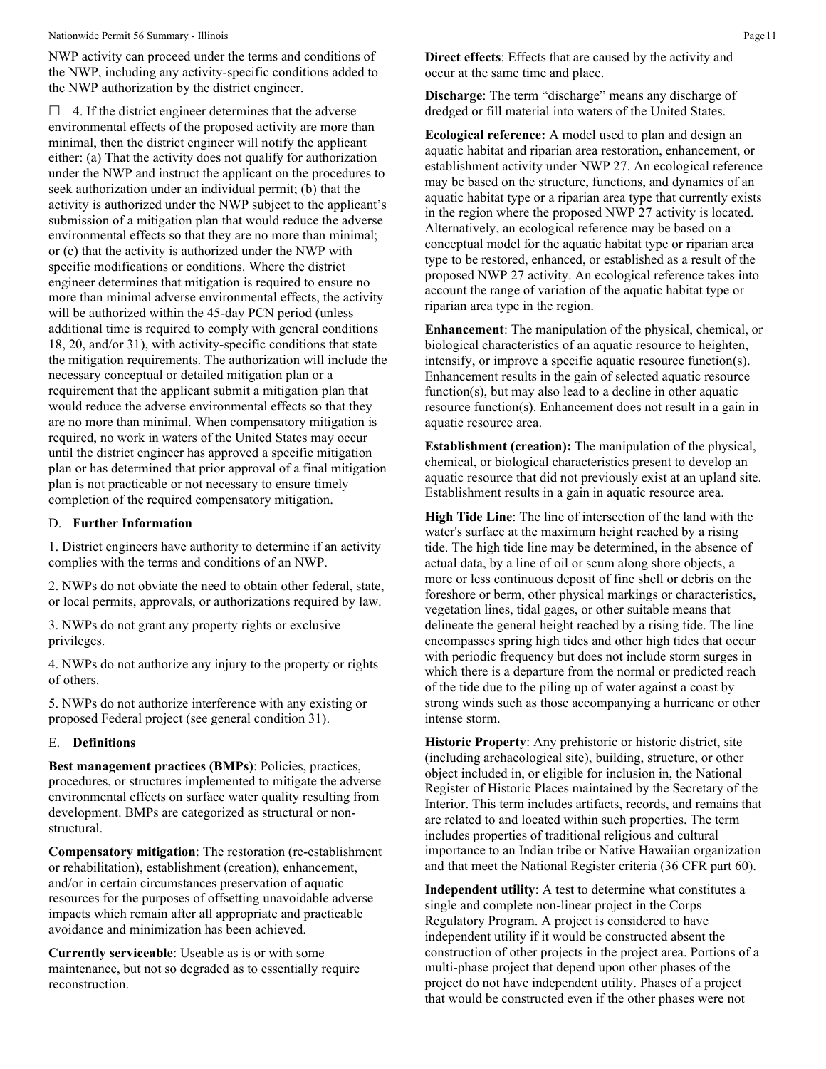NWP activity can proceed under the terms and conditions of the NWP, including any activity-specific conditions added to the NWP authorization by the district engineer.

☐ 4. If the district engineer determines that the adverse environmental effects of the proposed activity are more than minimal, then the district engineer will notify the applicant either: (a) That the activity does not qualify for authorization under the NWP and instruct the applicant on the procedures to seek authorization under an individual permit; (b) that the activity is authorized under the NWP subject to the applicant's submission of a mitigation plan that would reduce the adverse environmental effects so that they are no more than minimal; or (c) that the activity is authorized under the NWP with specific modifications or conditions. Where the district engineer determines that mitigation is required to ensure no more than minimal adverse environmental effects, the activity will be authorized within the 45-day PCN period (unless additional time is required to comply with general conditions 18, 20, and/or 31), with activity-specific conditions that state the mitigation requirements. The authorization will include the necessary conceptual or detailed mitigation plan or a requirement that the applicant submit a mitigation plan that would reduce the adverse environmental effects so that they are no more than minimal. When compensatory mitigation is required, no work in waters of the United States may occur until the district engineer has approved a specific mitigation plan or has determined that prior approval of a final mitigation plan is not practicable or not necessary to ensure timely completion of the required compensatory mitigation.

## D. Further Information

1. District engineers have authority to determine if an activity complies with the terms and conditions of an NWP.

2. NWPs do not obviate the need to obtain other federal, state, or local permits, approvals, or authorizations required by law.

3. NWPs do not grant any property rights or exclusive privileges.

4. NWPs do not authorize any injury to the property or rights of others.

5. NWPs do not authorize interference with any existing or proposed Federal project (see general condition 31).

## E. Definitions

**Best management practices (BMPs)**: Policies, practices, procedures, or structures implemented to mitigate the adverse environmental effects on surface water quality resulting from development. BMPs are categorized as structural or non-structural.

**Compensatory mitigation**: The restoration (re-establishment or rehabilitation), establishment (creation), enhancement, and/or in certain circumstances preservation of aquatic resources for the purposes of offsetting unavoidable adverse impacts which remain after all appropriate and practicable avoidance and minimization has been achieved.

**Currently serviceable**: Useable as is or with some maintenance, but not so degraded as to essentially require reconstruction.

**Direct effects**: Effects that are caused by the activity and occur at the same time and place.

**Discharge**: The term "discharge" means any discharge of dredged or fill material into waters of the United States.

**Ecological reference:** A model used to plan and design an aquatic habitat and riparian area restoration, enhancement, or establishment activity under NWP 27. An ecological reference may be based on the structure, functions, and dynamics of an aquatic habitat type or a riparian area type that currently exists in the region where the proposed NWP 27 activity is located. Alternatively, an ecological reference may be based on a conceptual model for the aquatic habitat type or riparian area type to be restored, enhanced, or established as a result of the proposed NWP 27 activity. An ecological reference takes into account the range of variation of the aquatic habitat type or riparian area type in the region.

**Enhancement**: The manipulation of the physical, chemical, or biological characteristics of an aquatic resource to heighten, intensify, or improve a specific aquatic resource function(s). Enhancement results in the gain of selected aquatic resource function(s), but may also lead to a decline in other aquatic resource function(s). Enhancement does not result in a gain in aquatic resource area.

**Establishment (creation):** The manipulation of the physical, chemical, or biological characteristics present to develop an aquatic resource that did not previously exist at an upland site. Establishment results in a gain in aquatic resource area.

**High Tide Line**: The line of intersection of the land with the water's surface at the maximum height reached by a rising tide. The high tide line may be determined, in the absence of actual data, by a line of oil or scum along shore objects, a more or less continuous deposit of fine shell or debris on the foreshore or berm, other physical markings or characteristics, vegetation lines, tidal gages, or other suitable means that delineate the general height reached by a rising tide. The line encompasses spring high tides and other high tides that occur with periodic frequency but does not include storm surges in which there is a departure from the normal or predicted reach of the tide due to the piling up of water against a coast by strong winds such as those accompanying a hurricane or other intense storm.

**Historic Property**: Any prehistoric or historic district, site (including archaeological site), building, structure, or other object included in, or eligible for inclusion in, the National Register of Historic Places maintained by the Secretary of the Interior. This term includes artifacts, records, and remains that are related to and located within such properties. The term includes properties of traditional religious and cultural importance to an Indian tribe or Native Hawaiian organization and that meet the National Register criteria (36 CFR part 60).

**Independent utility**: A test to determine what constitutes a single and complete non-linear project in the Corps Regulatory Program. A project is considered to have independent utility if it would be constructed absent the construction of other projects in the project area. Portions of a multi-phase project that depend upon other phases of the project do not have independent utility. Phases of a project that would be constructed even if the other phases were not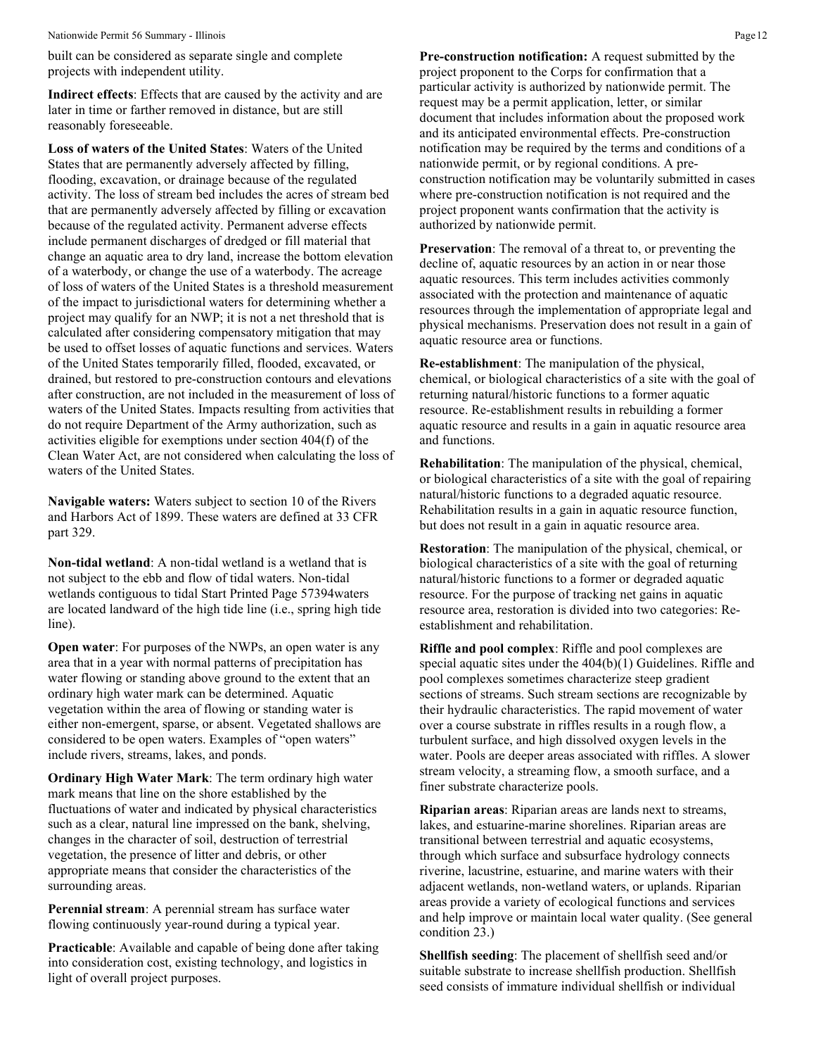built can be considered as separate single and complete projects with independent utility.

**Indirect effects**: Effects that are caused by the activity and are later in time or farther removed in distance, but are still reasonably foreseeable.

**Loss of waters of the United States**: Waters of the United States that are permanently adversely affected by filling, flooding, excavation, or drainage because of the regulated activity. The loss of stream bed includes the acres of stream bed that are permanently adversely affected by filling or excavation because of the regulated activity. Permanent adverse effects include permanent discharges of dredged or fill material that change an aquatic area to dry land, increase the bottom elevation of a waterbody, or change the use of a waterbody. The acreage of loss of waters of the United States is a threshold measurement of the impact to jurisdictional waters for determining whether a project may qualify for an NWP; it is not a net threshold that is calculated after considering compensatory mitigation that may be used to offset losses of aquatic functions and services. Waters of the United States temporarily filled, flooded, excavated, or drained, but restored to pre-construction contours and elevations after construction, are not included in the measurement of loss of waters of the United States. Impacts resulting from activities that do not require Department of the Army authorization, such as activities eligible for exemptions under section 404(f) of the Clean Water Act, are not considered when calculating the loss of waters of the United States.

**Navigable waters:** Waters subject to section 10 of the Rivers and Harbors Act of 1899. These waters are defined at 33 CFR part 329.

**Non-tidal wetland**: A non-tidal wetland is a wetland that is not subject to the ebb and flow of tidal waters. Non-tidal wetlands contiguous to tidal Start Printed Page 57394waters are located landward of the high tide line (i.e., spring high tide line).

**Open water**: For purposes of the NWPs, an open water is any area that in a year with normal patterns of precipitation has water flowing or standing above ground to the extent that an ordinary high water mark can be determined. Aquatic vegetation within the area of flowing or standing water is either non-emergent, sparse, or absent. Vegetated shallows are considered to be open waters. Examples of "open waters" include rivers, streams, lakes, and ponds.

**Ordinary High Water Mark**: The term ordinary high water mark means that line on the shore established by the fluctuations of water and indicated by physical characteristics such as a clear, natural line impressed on the bank, shelving, changes in the character of soil, destruction of terrestrial vegetation, the presence of litter and debris, or other appropriate means that consider the characteristics of the surrounding areas.

**Perennial stream**: A perennial stream has surface water flowing continuously year-round during a typical year.

**Practicable**: Available and capable of being done after taking into consideration cost, existing technology, and logistics in light of overall project purposes.

**Pre-construction notification:** A request submitted by the project proponent to the Corps for confirmation that a particular activity is authorized by nationwide permit. The request may be a permit application, letter, or similar document that includes information about the proposed work and its anticipated environmental effects. Pre-construction notification may be required by the terms and conditions of a nationwide permit, or by regional conditions. A pre-construction notification may be voluntarily submitted in cases where pre-construction notification is not required and the project proponent wants confirmation that the activity is authorized by nationwide permit.

**Preservation**: The removal of a threat to, or preventing the decline of, aquatic resources by an action in or near those aquatic resources. This term includes activities commonly associated with the protection and maintenance of aquatic resources through the implementation of appropriate legal and physical mechanisms. Preservation does not result in a gain of aquatic resource area or functions.

**Re-establishment**: The manipulation of the physical, chemical, or biological characteristics of a site with the goal of returning natural/historic functions to a former aquatic resource. Re-establishment results in rebuilding a former aquatic resource and results in a gain in aquatic resource area and functions.

**Rehabilitation**: The manipulation of the physical, chemical, or biological characteristics of a site with the goal of repairing natural/historic functions to a degraded aquatic resource. Rehabilitation results in a gain in aquatic resource function, but does not result in a gain in aquatic resource area.

**Restoration**: The manipulation of the physical, chemical, or biological characteristics of a site with the goal of returning natural/historic functions to a former or degraded aquatic resource. For the purpose of tracking net gains in aquatic resource area, restoration is divided into two categories: Re-establishment and rehabilitation.

**Riffle and pool complex**: Riffle and pool complexes are special aquatic sites under the 404(b)(1) Guidelines. Riffle and pool complexes sometimes characterize steep gradient sections of streams. Such stream sections are recognizable by their hydraulic characteristics. The rapid movement of water over a course substrate in riffles results in a rough flow, a turbulent surface, and high dissolved oxygen levels in the water. Pools are deeper areas associated with riffles. A slower stream velocity, a streaming flow, a smooth surface, and a finer substrate characterize pools.

**Riparian areas**: Riparian areas are lands next to streams, lakes, and estuarine-marine shorelines. Riparian areas are transitional between terrestrial and aquatic ecosystems, through which surface and subsurface hydrology connects riverine, lacustrine, estuarine, and marine waters with their adjacent wetlands, non-wetland waters, or uplands. Riparian areas provide a variety of ecological functions and services and help improve or maintain local water quality. (See general condition 23.)

**Shellfish seeding**: The placement of shellfish seed and/or suitable substrate to increase shellfish production. Shellfish seed consists of immature individual shellfish or individual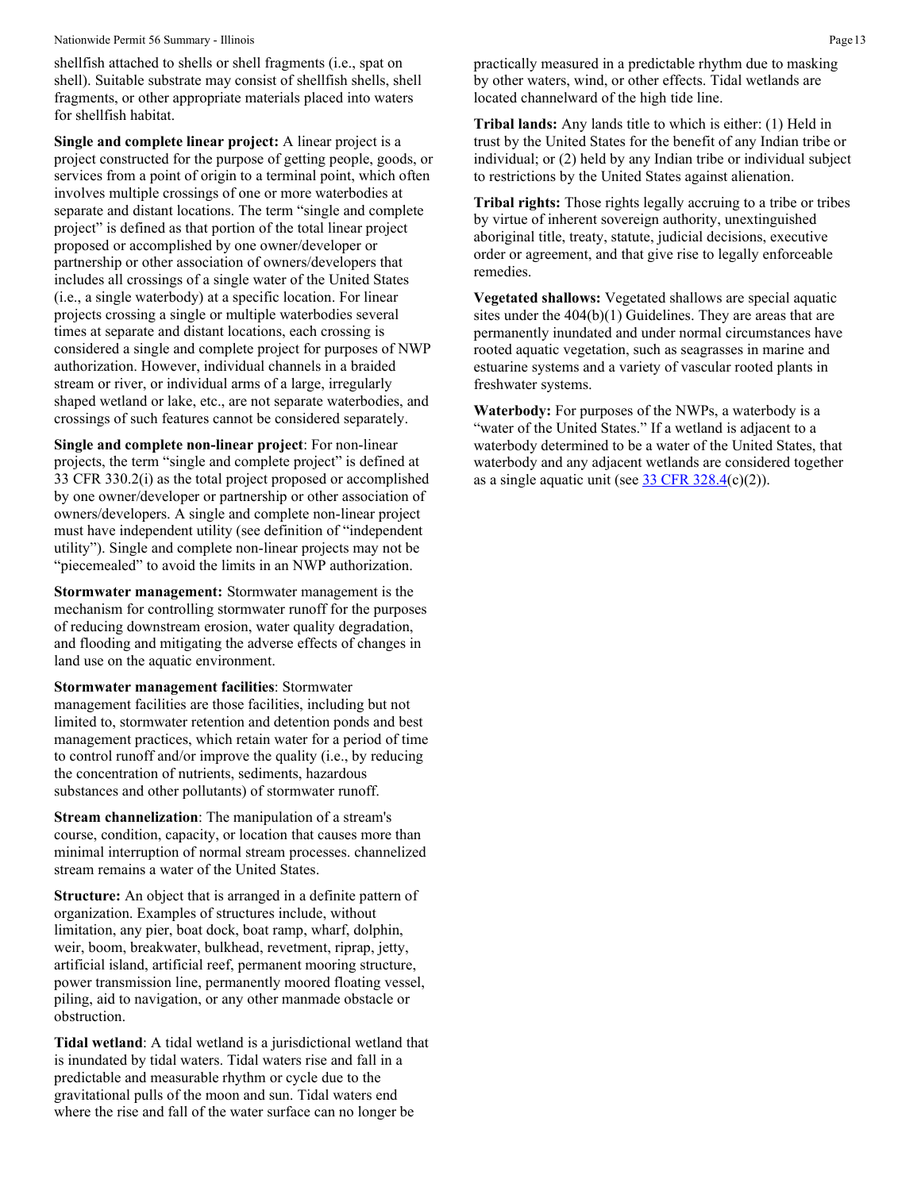shellfish attached to shells or shell fragments (i.e., spat on shell). Suitable substrate may consist of shellfish shells, shell fragments, or other appropriate materials placed into waters for shellfish habitat.

**Single and complete linear project:** A linear project is a project constructed for the purpose of getting people, goods, or services from a point of origin to a terminal point, which often involves multiple crossings of one or more waterbodies at separate and distant locations. The term "single and complete project" is defined as that portion of the total linear project proposed or accomplished by one owner/developer or partnership or other association of owners/developers that includes all crossings of a single water of the United States (i.e., a single waterbody) at a specific location. For linear projects crossing a single or multiple waterbodies several times at separate and distant locations, each crossing is considered a single and complete project for purposes of NWP authorization. However, individual channels in a braided stream or river, or individual arms of a large, irregularly shaped wetland or lake, etc., are not separate waterbodies, and crossings of such features cannot be considered separately.

**Single and complete non-linear project**: For non-linear projects, the term "single and complete project" is defined at 33 CFR 330.2(i) as the total project proposed or accomplished by one owner/developer or partnership or other association of owners/developers. A single and complete non-linear project must have independent utility (see definition of "independent utility"). Single and complete non-linear projects may not be "piecemealed" to avoid the limits in an NWP authorization.

**Stormwater management:** Stormwater management is the mechanism for controlling stormwater runoff for the purposes of reducing downstream erosion, water quality degradation, and flooding and mitigating the adverse effects of changes in land use on the aquatic environment.

**Stormwater management facilities**: Stormwater management facilities are those facilities, including but not limited to, stormwater retention and detention ponds and best management practices, which retain water for a period of time to control runoff and/or improve the quality (i.e., by reducing the concentration of nutrients, sediments, hazardous substances and other pollutants) of stormwater runoff.

**Stream channelization**: The manipulation of a stream's course, condition, capacity, or location that causes more than minimal interruption of normal stream processes. channelized stream remains a water of the United States.

**Structure:** An object that is arranged in a definite pattern of organization. Examples of structures include, without limitation, any pier, boat dock, boat ramp, wharf, dolphin, weir, boom, breakwater, bulkhead, revetment, riprap, jetty, artificial island, artificial reef, permanent mooring structure, power transmission line, permanently moored floating vessel, piling, aid to navigation, or any other manmade obstacle or obstruction.

**Tidal wetland**: A tidal wetland is a jurisdictional wetland that is inundated by tidal waters. Tidal waters rise and fall in a predictable and measurable rhythm or cycle due to the gravitational pulls of the moon and sun. Tidal waters end where the rise and fall of the water surface can no longer be practically measured in a predictable rhythm due to masking by other waters, wind, or other effects. Tidal wetlands are located channelward of the high tide line.

**Tribal lands:** Any lands title to which is either: (1) Held in trust by the United States for the benefit of any Indian tribe or individual; or (2) held by any Indian tribe or individual subject to restrictions by the United States against alienation.

**Tribal rights:** Those rights legally accruing to a tribe or tribes by virtue of inherent sovereign authority, unextinguished aboriginal title, treaty, statute, judicial decisions, executive order or agreement, and that give rise to legally enforceable remedies.

**Vegetated shallows:** Vegetated shallows are special aquatic sites under the 404(b)(1) Guidelines. They are areas that are permanently inundated and under normal circumstances have rooted aquatic vegetation, such as seagrasses in marine and estuarine systems and a variety of vascular rooted plants in freshwater systems.

**Waterbody:** For purposes of the NWPs, a waterbody is a "water of the United States." If a wetland is adjacent to a waterbody determined to be a water of the United States, that waterbody and any adjacent wetlands are considered together as a single aquatic unit (see 33 CFR 328.4(c)(2)).